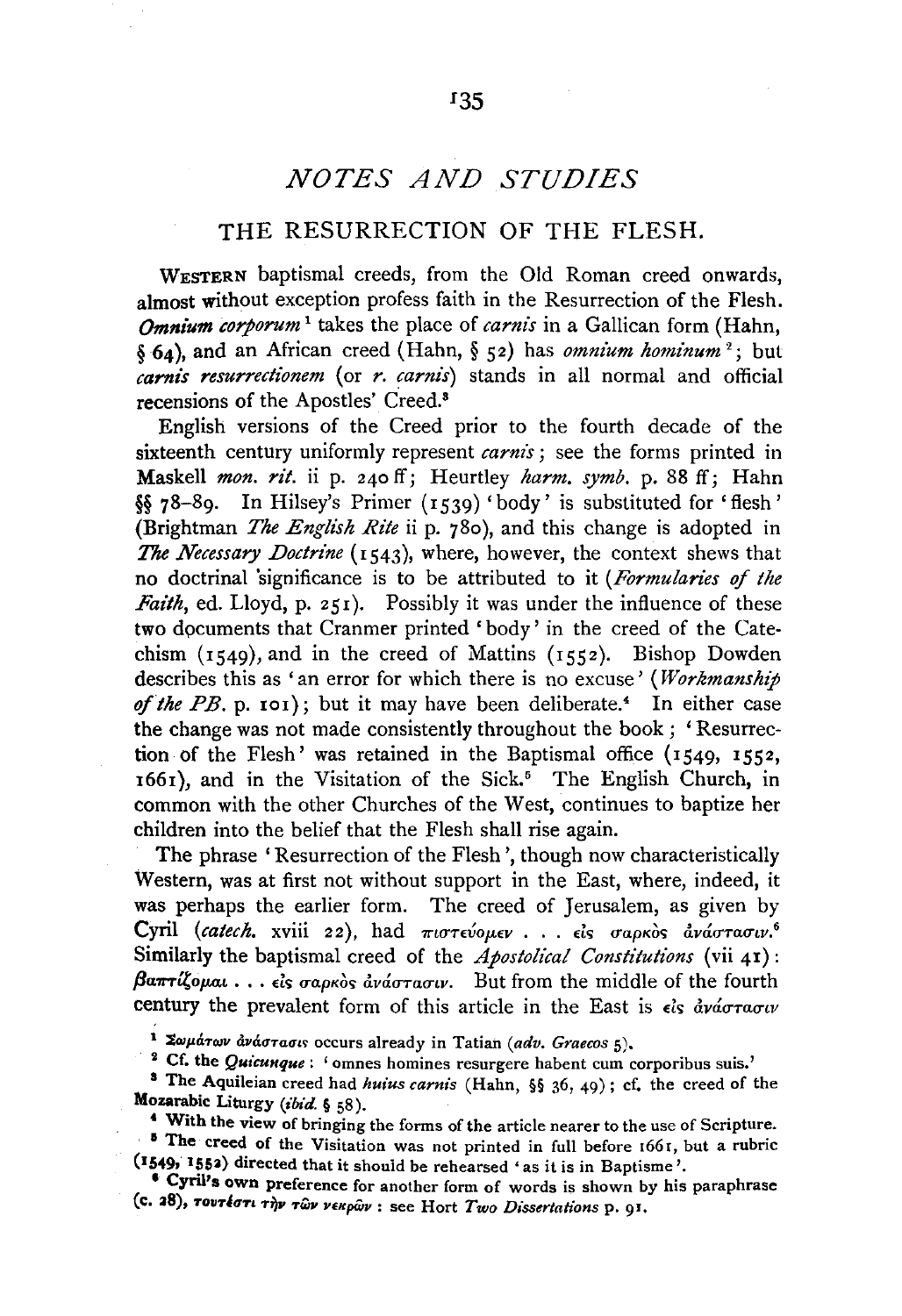## *NOTES AND STUDIES*

### THE RESURRECTION OF THE FLESH.

WESTERN baptismal creeds, from the Old Roman creed onwards, almost without exception profess faith in the Resurrection of the Flesh. *Omnium corporum*[1] takes the place of *carnis* in a Gallican form (Hahn, § 64), and an African creed (Hahn, § 52) has *omnium hominum*[2]; but *carnis resurrectionem* (or *r. carnis*) stands in all normal and official recensions of the Apostles' Creed.[3]

English versions of the Creed prior to the fourth decade of the sixteenth century uniformly represent *carnis*; see the forms printed in Maskell *mon. rit.* ii p. 240 ff; Heurtley *harm. symb.* p. 88 ff; Hahn §§ 78–89. In Hilsey's Primer (1539) 'body' is substituted for 'flesh' (Brightman *The English Rite* ii p. 780), and this change is adopted in *The Necessary Doctrine* (1543), where, however, the context shews that no doctrinal significance is to be attributed to it (*Formularies of the Faith*, ed. Lloyd, p. 251). Possibly it was under the influence of these two documents that Cranmer printed 'body' in the creed of the Catechism (1549), and in the creed of Mattins (1552). Bishop Dowden describes this as 'an error for which there is no excuse' (*Workmanship of the PB.* p. 101); but it may have been deliberate.[4] In either case the change was not made consistently throughout the book; 'Resurrection of the Flesh' was retained in the Baptismal office (1549, 1552, 1661), and in the Visitation of the Sick.[5] The English Church, in common with the other Churches of the West, continues to baptize her children into the belief that the Flesh shall rise again.

The phrase 'Resurrection of the Flesh', though now characteristically Western, was at first not without support in the East, where, indeed, it was perhaps the earlier form. The creed of Jerusalem, as given by Cyril (*catech.* xviii 22), had πιστεύομεν . . . εἰς σαρκὸς ἀνάστασιν.[6] Similarly the baptismal creed of the *Apostolical Constitutions* (vii 41): βαπτίζομαι . . . εἰς σαρκὸς ἀνάστασιν. But from the middle of the fourth century the prevalent form of this article in the East is εἰς ἀνάστασιν

[1] Σωμάτων ἀνάστασις occurs already in Tatian (*adv. Graecos* 5).

[2] Cf. the *Quicunque*: 'omnes homines resurgere habent cum corporibus suis.'

[3] The Aquileian creed had *huius carnis* (Hahn, §§ 36, 49); cf. the creed of the Mozarabic Liturgy (*ibid.* § 58).

[4] With the view of bringing the forms of the article nearer to the use of Scripture.

[5] The creed of the Visitation was not printed in full before 1661, but a rubric (1549, 1552) directed that it should be rehearsed 'as it is in Baptisme'.

[6] Cyril's own preference for another form of words is shown by his paraphrase (c. 28), τουτέστι τὴν τῶν νεκρῶν: see Hort *Two Dissertations* p. 91.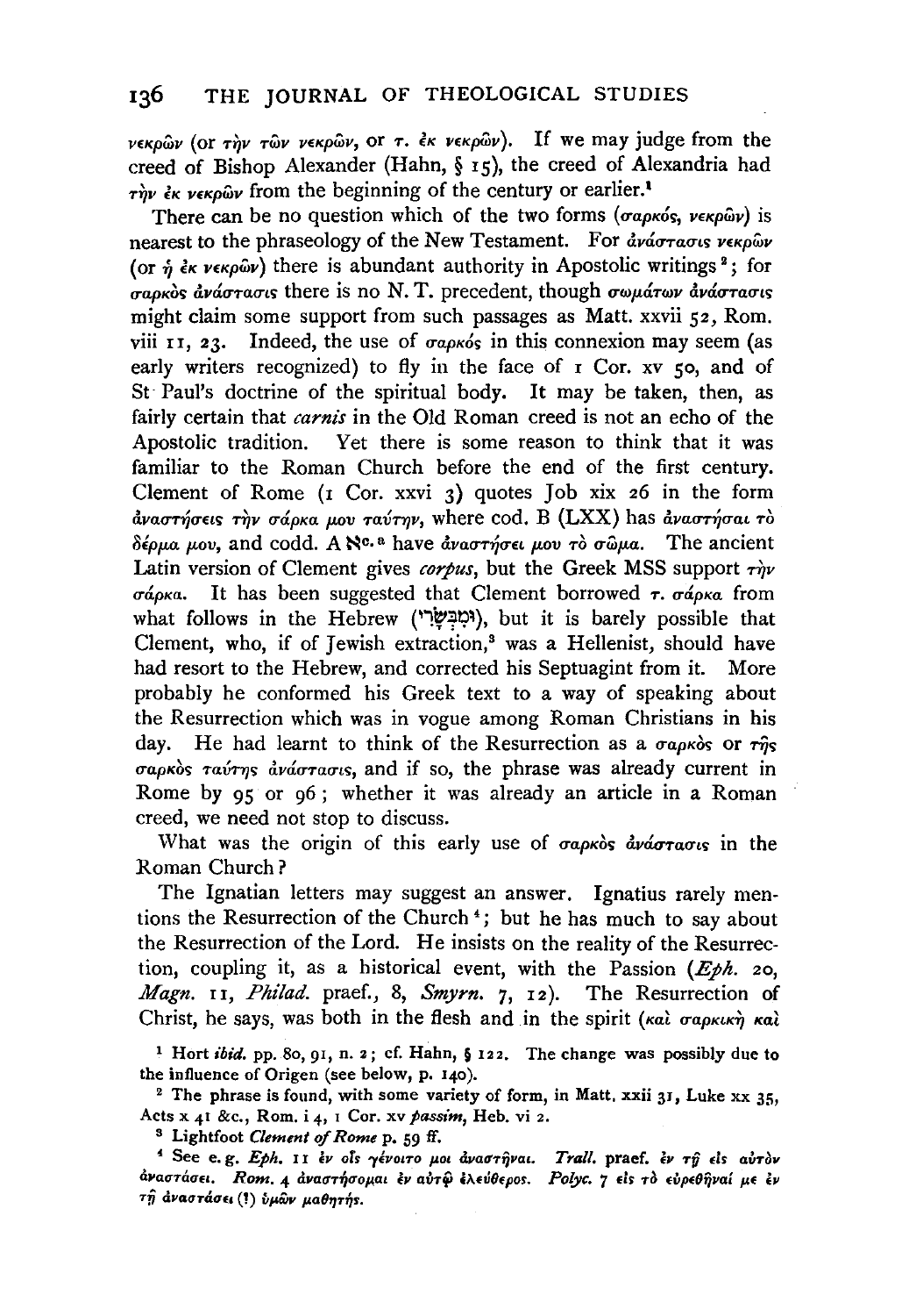νεκρῶν (or τὴν τῶν νεκρῶν, or τ. ἐκ νεκρῶν). If we may judge from the creed of Bishop Alexander (Hahn, § 15), the creed of Alexandria had τὴν ἐκ νεκρῶν from the beginning of the century or earlier.[1]

There can be no question which of the two forms (σαρκός, νεκρῶν) is nearest to the phraseology of the New Testament. For ἀνάστασις νεκρῶν (or ἡ ἐκ νεκρῶν) there is abundant authority in Apostolic writings[2]; for σαρκὸς ἀνάστασις there is no N. T. precedent, though σωμάτων ἀνάστασις might claim some support from such passages as Matt. xxvii 52, Rom. viii 11, 23. Indeed, the use of σαρκός in this connexion may seem (as early writers recognized) to fly in the face of 1 Cor. xv 50, and of St Paul's doctrine of the spiritual body. It may be taken, then, as fairly certain that *carnis* in the Old Roman creed is not an echo of the Apostolic tradition. Yet there is some reason to think that it was familiar to the Roman Church before the end of the first century. Clement of Rome (1 Cor. xxvi 3) quotes Job xix 26 in the form ἀναστήσεις τὴν σάρκα μου ταύτην, where cod. B (LXX) has ἀναστῆσαι τὸ δέρμα μου, and codd. A ℵ^{c.a} have ἀναστήσει μου τὸ σῶμα. The ancient Latin version of Clement gives *corpus*, but the Greek MSS support τὴν σάρκα. It has been suggested that Clement borrowed τ. σάρκα from what follows in the Hebrew (וּמִבְּשָׂרִי), but it is barely possible that Clement, who, if of Jewish extraction,[3] was a Hellenist, should have had resort to the Hebrew, and corrected his Septuagint from it. More probably he conformed his Greek text to a way of speaking about the Resurrection which was in vogue among Roman Christians in his day. He had learnt to think of the Resurrection as a σαρκὸς or τῆς σαρκὸς ταύτης ἀνάστασις, and if so, the phrase was already current in Rome by 95 or 96; whether it was already an article in a Roman creed, we need not stop to discuss.

What was the origin of this early use of σαρκὸς ἀνάστασις in the Roman Church?

The Ignatian letters may suggest an answer. Ignatius rarely mentions the Resurrection of the Church[4]; but he has much to say about the Resurrection of the Lord. He insists on the reality of the Resurrection, coupling it, as a historical event, with the Passion (*Eph.* 20, *Magn.* 11, *Philad.* praef., 8, *Smyrn.* 7, 12). The Resurrection of Christ, he says, was both in the flesh and in the spirit (καὶ σαρκικὴ καὶ

[1] Hort *ibid.* pp. 80, 91, n. 2; cf. Hahn, § 122. The change was possibly due to the influence of Origen (see below, p. 140).

[2] The phrase is found, with some variety of form, in Matt. xxii 31, Luke xx 35, Acts x 41 &c., Rom. i 4, 1 Cor. xv *passim*, Heb. vi 2.

[3] Lightfoot *Clement of Rome* p. 59 ff.

[4] See e. g. *Eph.* 11 ἐν οἷς γένοιτό μοι ἀναστῆναι. *Trall.* praef. ἐν τῇ εἰς αὐτὸν ἀναστάσει. *Rom.* 4 ἀναστήσομαι ἐν αὐτῷ ἐλεύθερος. *Polyc.* 7 εἰς τὸ εὑρεθῆναί με ἐν τῇ ἀναστάσει (?) ὑμῶν μαθητής.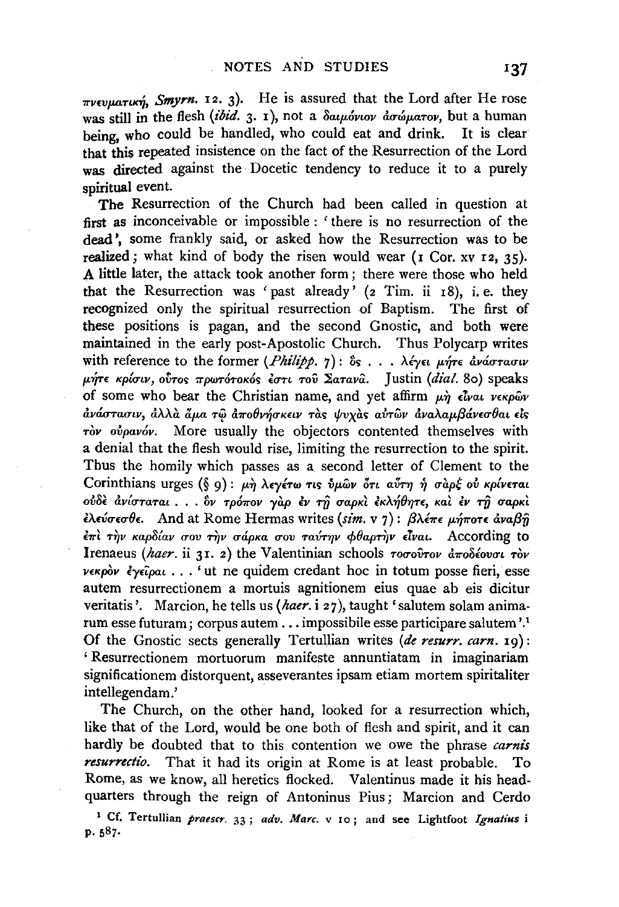πνευματική, *Smyrn.* 12. 3). He is assured that the Lord after He rose was still in the flesh (*ibid.* 3. 1), not a δαιμόνιον ἀσώματον, but a human being, who could be handled, who could eat and drink. It is clear that this repeated insistence on the fact of the Resurrection of the Lord was directed against the Docetic tendency to reduce it to a purely spiritual event.

The Resurrection of the Church had been called in question at first as inconceivable or impossible: 'there is no resurrection of the dead', some frankly said, or asked how the Resurrection was to be realized; what kind of body the risen would wear (1 Cor. xv 12, 35). A little later, the attack took another form; there were those who held that the Resurrection was 'past already' (2 Tim. ii 18), i. e. they recognized only the spiritual resurrection of Baptism. The first of these positions is pagan, and the second Gnostic, and both were maintained in the early post-Apostolic Church. Thus Polycarp writes with reference to the former (*Philipp.* 7): ὃς . . . λέγει μήτε ἀνάστασιν μήτε κρίσιν, οὗτος πρωτότοκός ἐστι τοῦ Σατανᾶ. Justin (*dial.* 80) speaks of some who bear the Christian name, and yet affirm μὴ εἶναι νεκρῶν ἀνάστασιν, ἀλλὰ ἅμα τῷ ἀποθνήσκειν τὰς ψυχὰς αὐτῶν ἀναλαμβάνεσθαι εἰς τὸν οὐρανόν. More usually the objectors contented themselves with a denial that the flesh would rise, limiting the resurrection to the spirit. Thus the homily which passes as a second letter of Clement to the Corinthians urges (§ 9): μὴ λεγέτω τις ὑμῶν ὅτι αὕτη ἡ σὰρξ οὐ κρίνεται οὐδὲ ἀνίσταται . . . ὃν τρόπον γὰρ ἐν τῇ σαρκὶ ἐκλήθητε, καὶ ἐν τῇ σαρκὶ ἐλεύσεσθε. And at Rome Hermas writes (*sim.* v 7): βλέπε μήποτε ἀναβῇ ἐπὶ τὴν καρδίαν σου τὴν σάρκα σου ταύτην φθαρτὴν εἶναι. According to Irenaeus (*haer.* ii 31. 2) the Valentinian schools τοσοῦτον ἀποδέουσι τὸν νεκρὸν ἐγεῖραι . . . 'ut ne quidem credant hoc in totum posse fieri, esse autem resurrectionem a mortuis agnitionem eius quae ab eis dicitur veritatis'. Marcion, he tells us (*haer.* i 27), taught 'salutem solam animarum esse futuram; corpus autem . . . impossibile esse participare salutem'.[1] Of the Gnostic sects generally Tertullian writes (*de resurr. carn.* 19): 'Resurrectionem mortuorum manifeste annuntiatam in imaginariam significationem distorquent, asseverantes ipsam etiam mortem spiritaliter intellegendam.'

The Church, on the other hand, looked for a resurrection which, like that of the Lord, would be one both of flesh and spirit, and it can hardly be doubted that to this contention we owe the phrase *carnis resurrectio*. That it had its origin at Rome is at least probable. To Rome, as we know, all heretics flocked. Valentinus made it his headquarters through the reign of Antoninus Pius; Marcion and Cerdo

[1] Cf. Tertullian *praescr.* 33; *adv. Marc.* v 10; and see Lightfoot *Ignatius* i p. 587.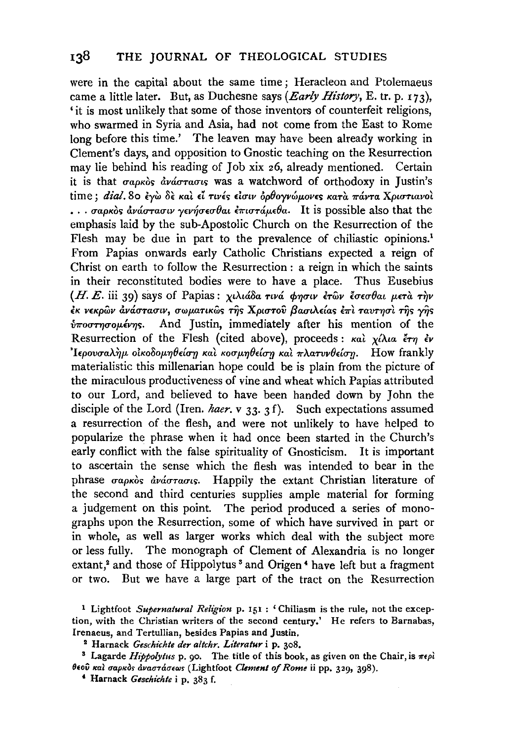were in the capital about the same time; Heracleon and Ptolemaeus came a little later. But, as Duchesne says (*Early History*, E. tr. p. 173), 'it is most unlikely that some of those inventors of counterfeit religions, who swarmed in Syria and Asia, had not come from the East to Rome long before this time.' The leaven may have been already working in Clement's days, and opposition to Gnostic teaching on the Resurrection may lie behind his reading of Job xix 26, already mentioned. Certain it is that σαρκὸς ἀνάστασις was a watchword of orthodoxy in Justin's time; *dial.* 80 ἐγὼ δὲ καὶ εἴ τινές εἰσιν ὀρθογνώμονες κατὰ πάντα Χριστιανοὶ . . . σαρκὸς ἀνάστασιν γενήσεσθαι ἐπιστάμεθα. It is possible also that the emphasis laid by the sub-Apostolic Church on the Resurrection of the Flesh may be due in part to the prevalence of chiliastic opinions.[1] From Papias onwards early Catholic Christians expected a reign of Christ on earth to follow the Resurrection: a reign in which the saints in their reconstituted bodies were to have a place. Thus Eusebius (*H. E.* iii 39) says of Papias: χιλιάδα τινά φησιν ἐτῶν ἔσεσθαι μετὰ τὴν ἐκ νεκρῶν ἀνάστασιν, σωματικῶς τῆς Χριστοῦ βασιλείας ἐπὶ ταυτησὶ τῆς γῆς ὑποστησομένης. And Justin, immediately after his mention of the Resurrection of the Flesh (cited above), proceeds: καὶ χίλια ἔτη ἐν Ἰερουσαλὴμ οἰκοδομηθείσῃ καὶ κοσμηθείσῃ καὶ πλατυνθείσῃ. How frankly materialistic this millenarian hope could be is plain from the picture of the miraculous productiveness of vine and wheat which Papias attributed to our Lord, and believed to have been handed down by John the disciple of the Lord (Iren. *haer.* v 33. 3 f). Such expectations assumed a resurrection of the flesh, and were not unlikely to have helped to popularize the phrase when it had once been started in the Church's early conflict with the false spirituality of Gnosticism. It is important to ascertain the sense which the flesh was intended to bear in the phrase σαρκὸς ἀνάστασις. Happily the extant Christian literature of the second and third centuries supplies ample material for forming a judgement on this point. The period produced a series of monographs upon the Resurrection, some of which have survived in part or in whole, as well as larger works which deal with the subject more or less fully. The monograph of Clement of Alexandria is no longer extant,[2] and those of Hippolytus[3] and Origen[4] have left but a fragment or two. But we have a large part of the tract on the Resurrection

[1] Lightfoot *Supernatural Religion* p. 151: 'Chiliasm is the rule, not the exception, with the Christian writers of the second century.' He refers to Barnabas, Irenaeus, and Tertullian, besides Papias and Justin.

[2] Harnack *Geschichte der altchr. Literatur* i p. 308.

[3] Lagarde *Hippolytus* p. 90. The title of this book, as given on the Chair, is περὶ θεοῦ καὶ σαρκὸς ἀναστάσεως (Lightfoot *Clement of Rome* ii pp. 329, 398).

[4] Harnack *Geschichte* i p. 383 f.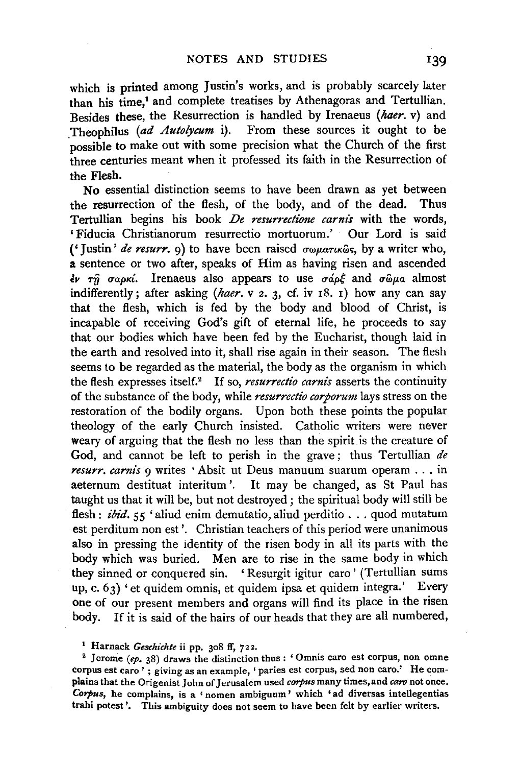which is printed among Justin's works, and is probably scarcely later than his time,[1] and complete treatises by Athenagoras and Tertullian. Besides these, the Resurrection is handled by Irenaeus (*haer.* v) and Theophilus (*ad Autolycum* i). From these sources it ought to be possible to make out with some precision what the Church of the first three centuries meant when it professed its faith in the Resurrection of the Flesh.

No essential distinction seems to have been drawn as yet between the resurrection of the flesh, of the body, and of the dead. Thus Tertullian begins his book *De resurrectione carnis* with the words, 'Fiducia Christianorum resurrectio mortuorum.' Our Lord is said ('Justin' *de resurr.* 9) to have been raised σωματικῶς, by a writer who, a sentence or two after, speaks of Him as having risen and ascended ἐν τῇ σαρκί. Irenaeus also appears to use σάρξ and σῶμα almost indifferently; after asking (*haer.* v 2. 3, cf. iv 18. 1) how any can say that the flesh, which is fed by the body and blood of Christ, is incapable of receiving God's gift of eternal life, he proceeds to say that our bodies which have been fed by the Eucharist, though laid in the earth and resolved into it, shall rise again in their season. The flesh seems to be regarded as the material, the body as the organism in which the flesh expresses itself.[2] If so, *resurrectio carnis* asserts the continuity of the substance of the body, while *resurrectio corporum* lays stress on the restoration of the bodily organs. Upon both these points the popular theology of the early Church insisted. Catholic writers were never weary of arguing that the flesh no less than the spirit is the creature of God, and cannot be left to perish in the grave; thus Tertullian *de resurr. carnis* 9 writes 'Absit ut Deus manuum suarum operam . . . in aeternum destituat interitum'. It may be changed, as St Paul has taught us that it will be, but not destroyed; the spiritual body will still be flesh: *ibid.* 55 'aliud enim demutatio, aliud perditio . . . quod mutatum est perditum non est'. Christian teachers of this period were unanimous also in pressing the identity of the risen body in all its parts with the body which was buried. Men are to rise in the same body in which they sinned or conquered sin. 'Resurgit igitur caro' (Tertullian sums up, c. 63) 'et quidem omnis, et quidem ipsa et quidem integra.' Every one of our present members and organs will find its place in the risen body. If it is said of the hairs of our heads that they are all numbered,

[1] Harnack *Geschichte* ii pp. 308 ff, 722.

[2] Jerome (*ep.* 38) draws the distinction thus: 'Omnis caro est corpus, non omne corpus est caro'; giving as an example, 'paries est corpus, sed non caro.' He complains that the Origenist John of Jerusalem used *corpus* many times, and *caro* not once. *Corpus*, he complains, is a 'nomen ambiguum' which 'ad diversas intellegentias trahi potest'. This ambiguity does not seem to have been felt by earlier writers.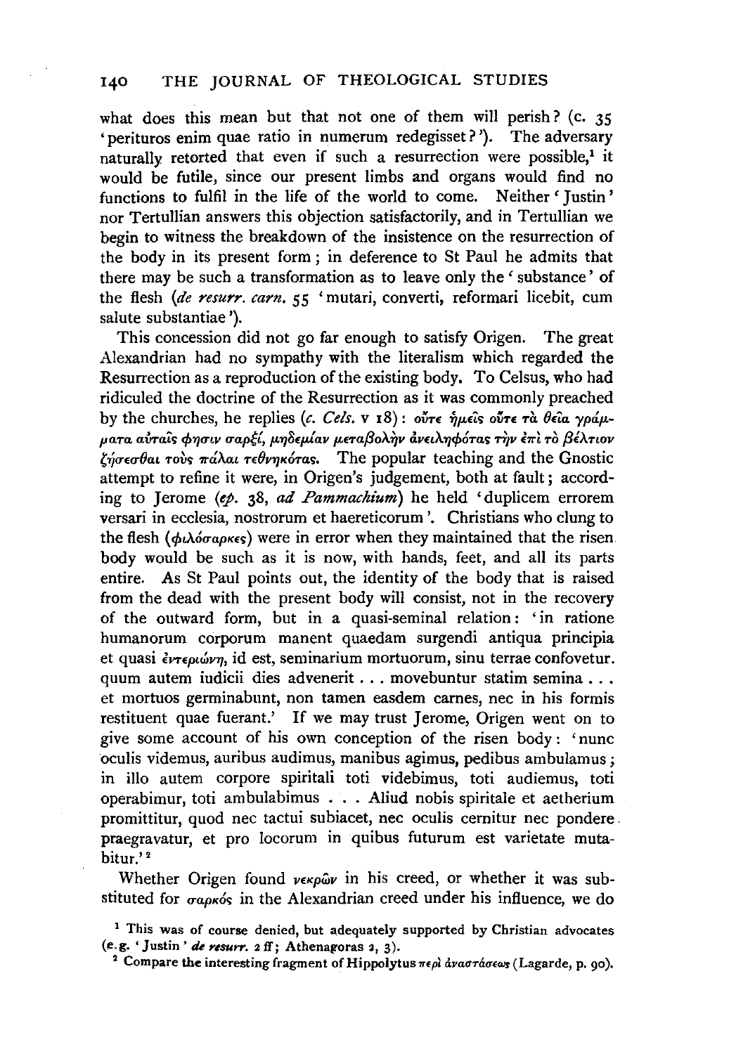what does this mean but that not one of them will perish? (c. 35 'perituros enim quae ratio in numerum redegisset?'). The adversary naturally retorted that even if such a resurrection were possible,[1] it would be futile, since our present limbs and organs would find no functions to fulfil in the life of the world to come. Neither 'Justin' nor Tertullian answers this objection satisfactorily, and in Tertullian we begin to witness the breakdown of the insistence on the resurrection of the body in its present form; in deference to St Paul he admits that there may be such a transformation as to leave only the 'substance' of the flesh (*de resurr. carn.* 55 'mutari, converti, reformari licebit, cum salute substantiae').

This concession did not go far enough to satisfy Origen. The great Alexandrian had no sympathy with the literalism which regarded the Resurrection as a reproduction of the existing body. To Celsus, who had ridiculed the doctrine of the Resurrection as it was commonly preached by the churches, he replies (*c. Cels.* v 18): οὔτε ἡμεῖς οὔτε τὰ θεῖα γράμματα αὐταῖς φησιν σαρξί, μηδεμίαν μεταβολὴν ἀνειληφότας τὴν ἐπὶ τὸ βέλτιον ζήσεσθαι τοὺς πάλαι τεθνηκότας. The popular teaching and the Gnostic attempt to refine it were, in Origen's judgement, both at fault; according to Jerome (*ep.* 38, *ad Pammachium*) he held 'duplicem errorem versari in ecclesia, nostrorum et haereticorum'. Christians who clung to the flesh (φιλόσαρκες) were in error when they maintained that the risen body would be such as it is now, with hands, feet, and all its parts entire. As St Paul points out, the identity of the body that is raised from the dead with the present body will consist, not in the recovery of the outward form, but in a quasi-seminal relation: 'in ratione humanorum corporum manent quaedam surgendi antiqua principia et quasi ἐντεριώνη, id est, seminarium mortuorum, sinu terrae confovetur. quum autem iudicii dies advenerit . . . movebuntur statim semina . . . et mortuos germinabunt, non tamen easdem carnes, nec in his formis restituent quae fuerant.' If we may trust Jerome, Origen went on to give some account of his own conception of the risen body: 'nunc oculis videmus, auribus audimus, manibus agimus, pedibus ambulamus; in illo autem corpore spiritali toti videbimus, toti audiemus, toti operabimur, toti ambulabimus . . . Aliud nobis spiritale et aetherium promittitur, quod nec tactui subiacet, nec oculis cernitur nec pondere praegravatur, et pro locorum in quibus futurum est varietate mutabitur.'[2]

Whether Origen found νεκρῶν in his creed, or whether it was substituted for σαρκός in the Alexandrian creed under his influence, we do

[1] This was of course denied, but adequately supported by Christian advocates (e.g. 'Justin' *de resurr.* 2 ff; Athenagoras 2, 3).

[2] Compare the interesting fragment of Hippolytus περὶ ἀναστάσεως (Lagarde, p. 90).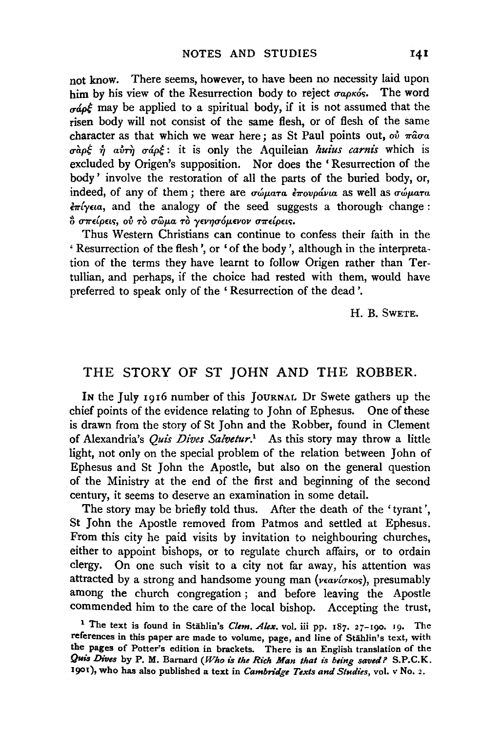not know. There seems, however, to have been no necessity laid upon him by his view of the Resurrection body to reject σαρκός. The word σάρξ may be applied to a spiritual body, if it is not assumed that the risen body will not consist of the same flesh, or of flesh of the same character as that which we wear here; as St Paul points out, οὐ πᾶσα σὰρξ ἡ αὐτὴ σάρξ: it is only the Aquileian *huius carnis* which is excluded by Origen's supposition. Nor does the 'Resurrection of the body' involve the restoration of all the parts of the buried body, or, indeed, of any of them; there are σώματα ἐπουράνια as well as σώματα ἐπίγεια, and the analogy of the seed suggests a thorough change: ὃ σπείρεις, οὐ τὸ σῶμα τὸ γενησόμενον σπείρεις.

Thus Western Christians can continue to confess their faith in the 'Resurrection of the flesh', or 'of the body', although in the interpretation of the terms they have learnt to follow Origen rather than Tertullian, and perhaps, if the choice had rested with them, would have preferred to speak only of the 'Resurrection of the dead'.

H. B. SWETE.

## THE STORY OF ST JOHN AND THE ROBBER.

IN the July 1916 number of this JOURNAL Dr Swete gathers up the chief points of the evidence relating to John of Ephesus. One of these is drawn from the story of St John and the Robber, found in Clement of Alexandria's *Quis Dives Salvetur*.[1] As this story may throw a little light, not only on the special problem of the relation between John of Ephesus and St John the Apostle, but also on the general question of the Ministry at the end of the first and beginning of the second century, it seems to deserve an examination in some detail.

The story may be briefly told thus. After the death of the 'tyrant', St John the Apostle removed from Patmos and settled at Ephesus. From this city he paid visits by invitation to neighbouring churches, either to appoint bishops, or to regulate church affairs, or to ordain clergy. On one such visit to a city not far away, his attention was attracted by a strong and handsome young man (νεανίσκος), presumably among the church congregation; and before leaving the Apostle commended him to the care of the local bishop. Accepting the trust,

[1] The text is found in Stählin's *Clem. Alex.* vol. iii pp. 187. 27–190. 19. The references in this paper are made to volume, page, and line of Stählin's text, with the pages of Potter's edition in brackets. There is an English translation of the *Quis Dives* by P. M. Barnard (*Who is the Rich Man that is being saved?* S.P.C.K. 1901), who has also published a text in *Cambridge Texts and Studies*, vol. v No. 2.